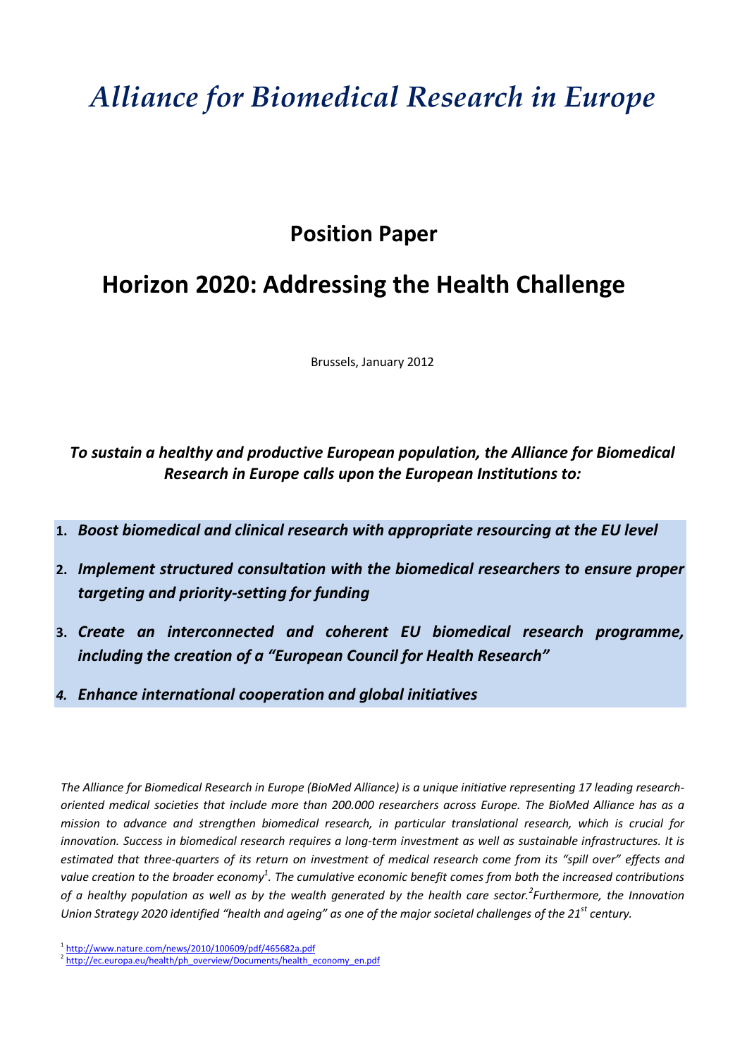# *Alliance for Biomedical Research in Europe*

## Position Paper

## Horizon 2020: Addressing the Health Challenge

Brussels, January 2012

***To sustain a healthy and productive European population, the Alliance for Biomedical Research in Europe calls upon the European Institutions to:***

1. ***Boost biomedical and clinical research with appropriate resourcing at the EU level***
2. ***Implement structured consultation with the biomedical researchers to ensure proper targeting and priority-setting for funding***
3. ***Create an interconnected and coherent EU biomedical research programme, including the creation of a "European Council for Health Research"***
4. ***Enhance international cooperation and global initiatives***

*The Alliance for Biomedical Research in Europe (BioMed Alliance) is a unique initiative representing 17 leading research-oriented medical societies that include more than 200.000 researchers across Europe. The BioMed Alliance has as a mission to advance and strengthen biomedical research, in particular translational research, which is crucial for innovation. Success in biomedical research requires a long-term investment as well as sustainable infrastructures. It is estimated that three-quarters of its return on investment of medical research come from its "spill over" effects and value creation to the broader economy[1]. The cumulative economic benefit comes from both the increased contributions of a healthy population as well as by the wealth generated by the health care sector.[2]Furthermore, the Innovation Union Strategy 2020 identified "health and ageing" as one of the major societal challenges of the 21st century.*

[1] http://www.nature.com/news/2010/100609/pdf/465682a.pdf
[2] http://ec.europa.eu/health/ph_overview/Documents/health_economy_en.pdf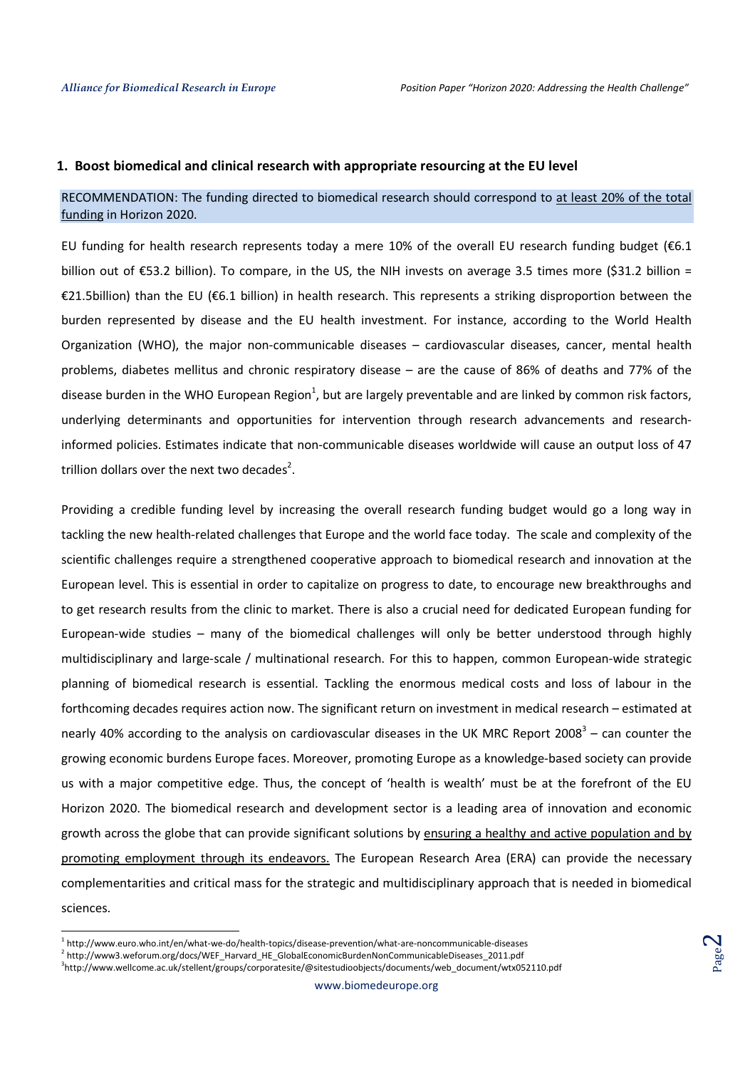## 1. Boost biomedical and clinical research with appropriate resourcing at the EU level

RECOMMENDATION: The funding directed to biomedical research should correspond to <u>at least 20% of the total funding</u> in Horizon 2020.

EU funding for health research represents today a mere 10% of the overall EU research funding budget (€6.1 billion out of €53.2 billion). To compare, in the US, the NIH invests on average 3.5 times more ($31.2 billion = €21.5billion) than the EU (€6.1 billion) in health research. This represents a striking disproportion between the burden represented by disease and the EU health investment. For instance, according to the World Health Organization (WHO), the major non-communicable diseases – cardiovascular diseases, cancer, mental health problems, diabetes mellitus and chronic respiratory disease – are the cause of 86% of deaths and 77% of the disease burden in the WHO European Region[1], but are largely preventable and are linked by common risk factors, underlying determinants and opportunities for intervention through research advancements and research-informed policies. Estimates indicate that non-communicable diseases worldwide will cause an output loss of 47 trillion dollars over the next two decades[2].

Providing a credible funding level by increasing the overall research funding budget would go a long way in tackling the new health-related challenges that Europe and the world face today. The scale and complexity of the scientific challenges require a strengthened cooperative approach to biomedical research and innovation at the European level. This is essential in order to capitalize on progress to date, to encourage new breakthroughs and to get research results from the clinic to market. There is also a crucial need for dedicated European funding for European-wide studies – many of the biomedical challenges will only be better understood through highly multidisciplinary and large-scale / multinational research. For this to happen, common European-wide strategic planning of biomedical research is essential. Tackling the enormous medical costs and loss of labour in the forthcoming decades requires action now. The significant return on investment in medical research – estimated at nearly 40% according to the analysis on cardiovascular diseases in the UK MRC Report 2008[3] – can counter the growing economic burdens Europe faces. Moreover, promoting Europe as a knowledge-based society can provide us with a major competitive edge. Thus, the concept of 'health is wealth' must be at the forefront of the EU Horizon 2020. The biomedical research and development sector is a leading area of innovation and economic growth across the globe that can provide significant solutions by <u>ensuring a healthy and active population and by promoting employment through its endeavors.</u> The European Research Area (ERA) can provide the necessary complementarities and critical mass for the strategic and multidisciplinary approach that is needed in biomedical sciences.

---

[1] http://www.euro.who.int/en/what-we-do/health-topics/disease-prevention/what-are-noncommunicable-diseases

[2] http://www3.weforum.org/docs/WEF_Harvard_HE_GlobalEconomicBurdenNonCommunicableDiseases_2011.pdf

[3] http://www.wellcome.ac.uk/stellent/groups/corporatesite/@sitestudioobjects/documents/web_document/wtx052110.pdf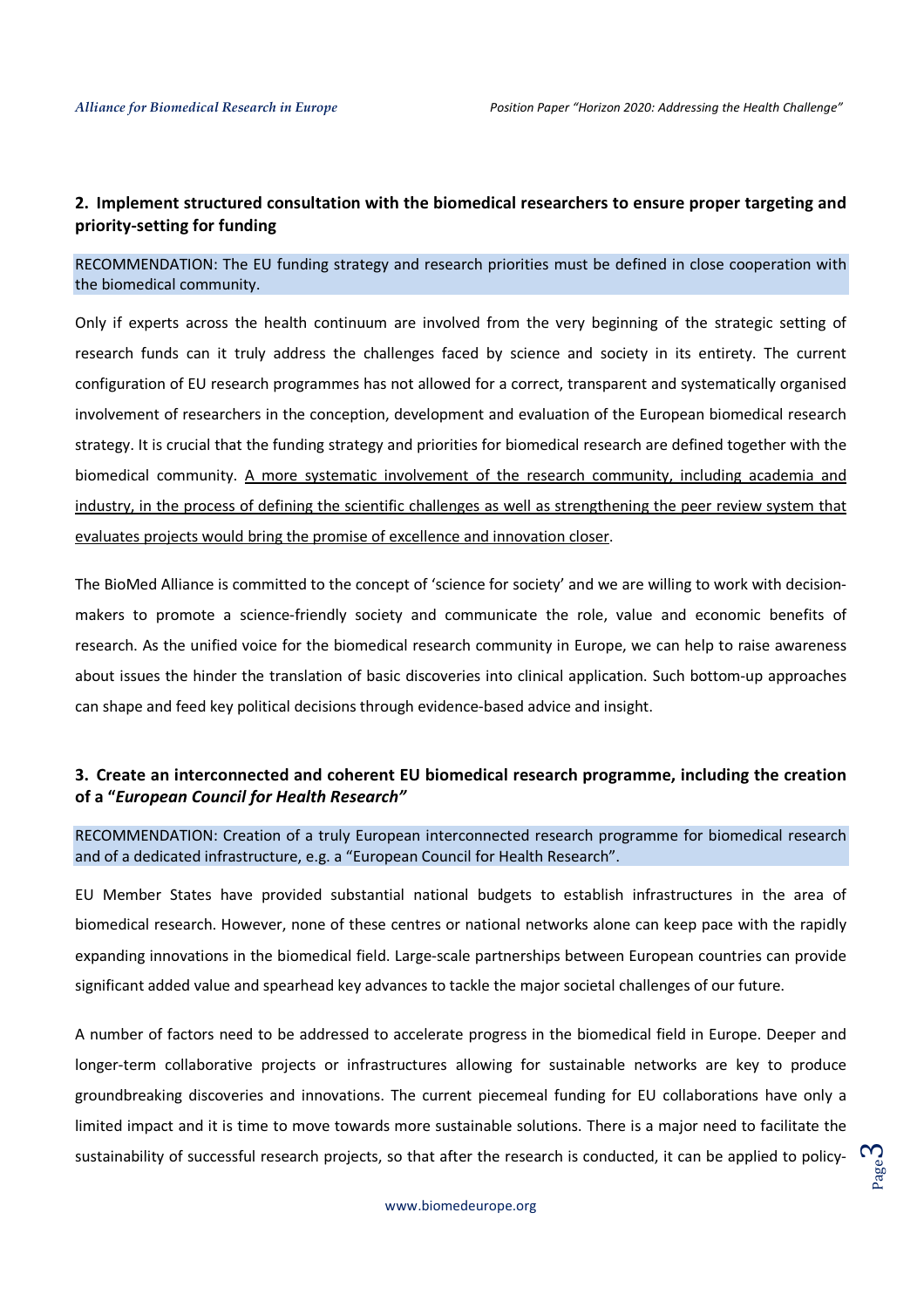## 2. Implement structured consultation with the biomedical researchers to ensure proper targeting and priority-setting for funding

RECOMMENDATION: The EU funding strategy and research priorities must be defined in close cooperation with the biomedical community.

Only if experts across the health continuum are involved from the very beginning of the strategic setting of research funds can it truly address the challenges faced by science and society in its entirety. The current configuration of EU research programmes has not allowed for a correct, transparent and systematically organised involvement of researchers in the conception, development and evaluation of the European biomedical research strategy. It is crucial that the funding strategy and priorities for biomedical research are defined together with the biomedical community. <u>A more systematic involvement of the research community, including academia and industry, in the process of defining the scientific challenges as well as strengthening the peer review system that evaluates projects would bring the promise of excellence and innovation closer</u>.

The BioMed Alliance is committed to the concept of 'science for society' and we are willing to work with decision-makers to promote a science-friendly society and communicate the role, value and economic benefits of research. As the unified voice for the biomedical research community in Europe, we can help to raise awareness about issues the hinder the translation of basic discoveries into clinical application. Such bottom-up approaches can shape and feed key political decisions through evidence-based advice and insight.

## 3. Create an interconnected and coherent EU biomedical research programme, including the creation of a "*European Council for Health Research*"

RECOMMENDATION: Creation of a truly European interconnected research programme for biomedical research and of a dedicated infrastructure, e.g. a "European Council for Health Research".

EU Member States have provided substantial national budgets to establish infrastructures in the area of biomedical research. However, none of these centres or national networks alone can keep pace with the rapidly expanding innovations in the biomedical field. Large-scale partnerships between European countries can provide significant added value and spearhead key advances to tackle the major societal challenges of our future.

A number of factors need to be addressed to accelerate progress in the biomedical field in Europe. Deeper and longer-term collaborative projects or infrastructures allowing for sustainable networks are key to produce groundbreaking discoveries and innovations. The current piecemeal funding for EU collaborations have only a limited impact and it is time to move towards more sustainable solutions. There is a major need to facilitate the sustainability of successful research projects, so that after the research is conducted, it can be applied to policy-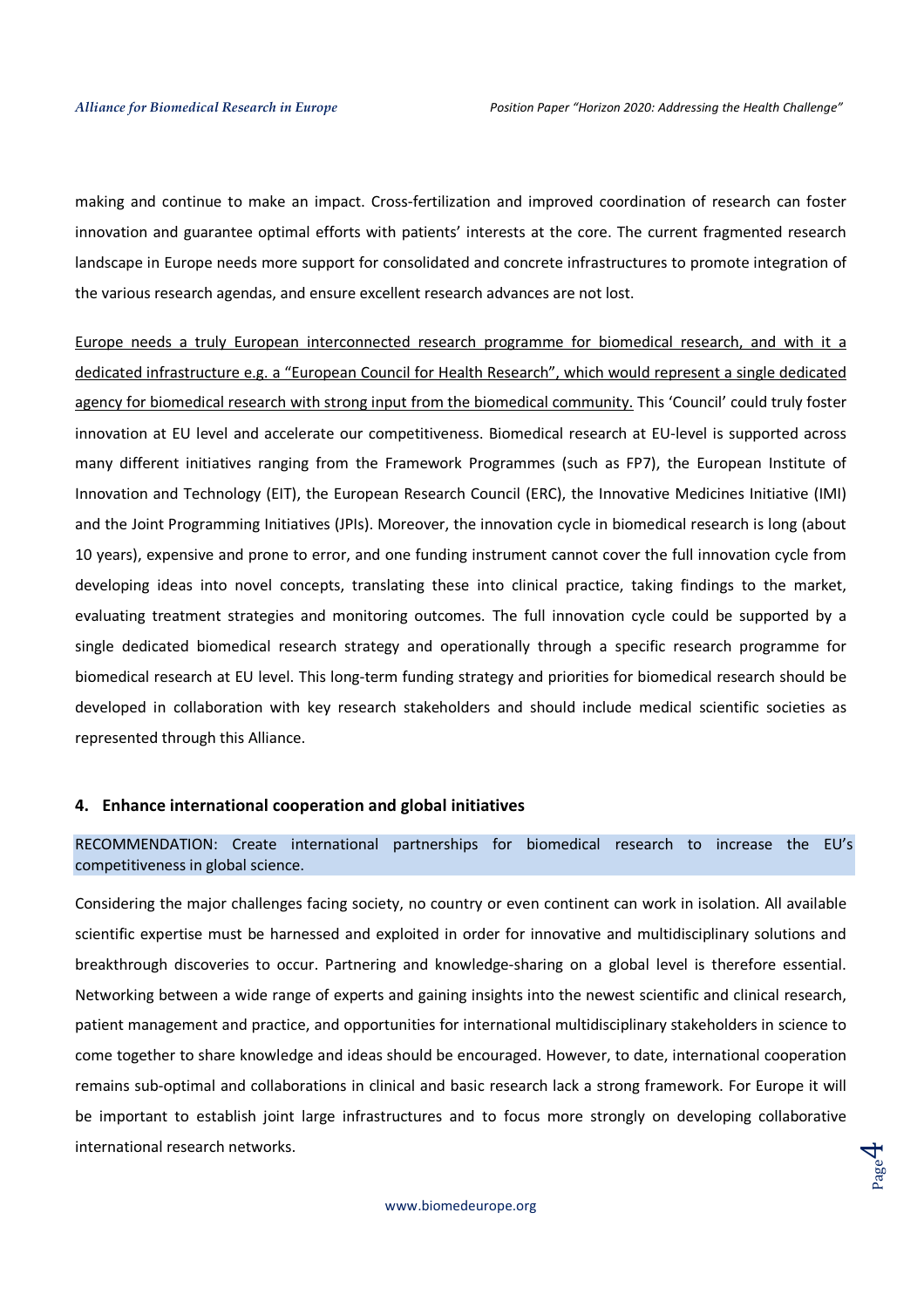making and continue to make an impact. Cross-fertilization and improved coordination of research can foster innovation and guarantee optimal efforts with patients' interests at the core. The current fragmented research landscape in Europe needs more support for consolidated and concrete infrastructures to promote integration of the various research agendas, and ensure excellent research advances are not lost.

<u>Europe needs a truly European interconnected research programme for biomedical research, and with it a dedicated infrastructure e.g. a "European Council for Health Research", which would represent a single dedicated agency for biomedical research with strong input from the biomedical community.</u> This 'Council' could truly foster innovation at EU level and accelerate our competitiveness. Biomedical research at EU-level is supported across many different initiatives ranging from the Framework Programmes (such as FP7), the European Institute of Innovation and Technology (EIT), the European Research Council (ERC), the Innovative Medicines Initiative (IMI) and the Joint Programming Initiatives (JPIs). Moreover, the innovation cycle in biomedical research is long (about 10 years), expensive and prone to error, and one funding instrument cannot cover the full innovation cycle from developing ideas into novel concepts, translating these into clinical practice, taking findings to the market, evaluating treatment strategies and monitoring outcomes. The full innovation cycle could be supported by a single dedicated biomedical research strategy and operationally through a specific research programme for biomedical research at EU level. This long-term funding strategy and priorities for biomedical research should be developed in collaboration with key research stakeholders and should include medical scientific societies as represented through this Alliance.

## 4. Enhance international cooperation and global initiatives

RECOMMENDATION: Create international partnerships for biomedical research to increase the EU's competitiveness in global science.

Considering the major challenges facing society, no country or even continent can work in isolation. All available scientific expertise must be harnessed and exploited in order for innovative and multidisciplinary solutions and breakthrough discoveries to occur. Partnering and knowledge-sharing on a global level is therefore essential. Networking between a wide range of experts and gaining insights into the newest scientific and clinical research, patient management and practice, and opportunities for international multidisciplinary stakeholders in science to come together to share knowledge and ideas should be encouraged. However, to date, international cooperation remains sub-optimal and collaborations in clinical and basic research lack a strong framework. For Europe it will be important to establish joint large infrastructures and to focus more strongly on developing collaborative international research networks.